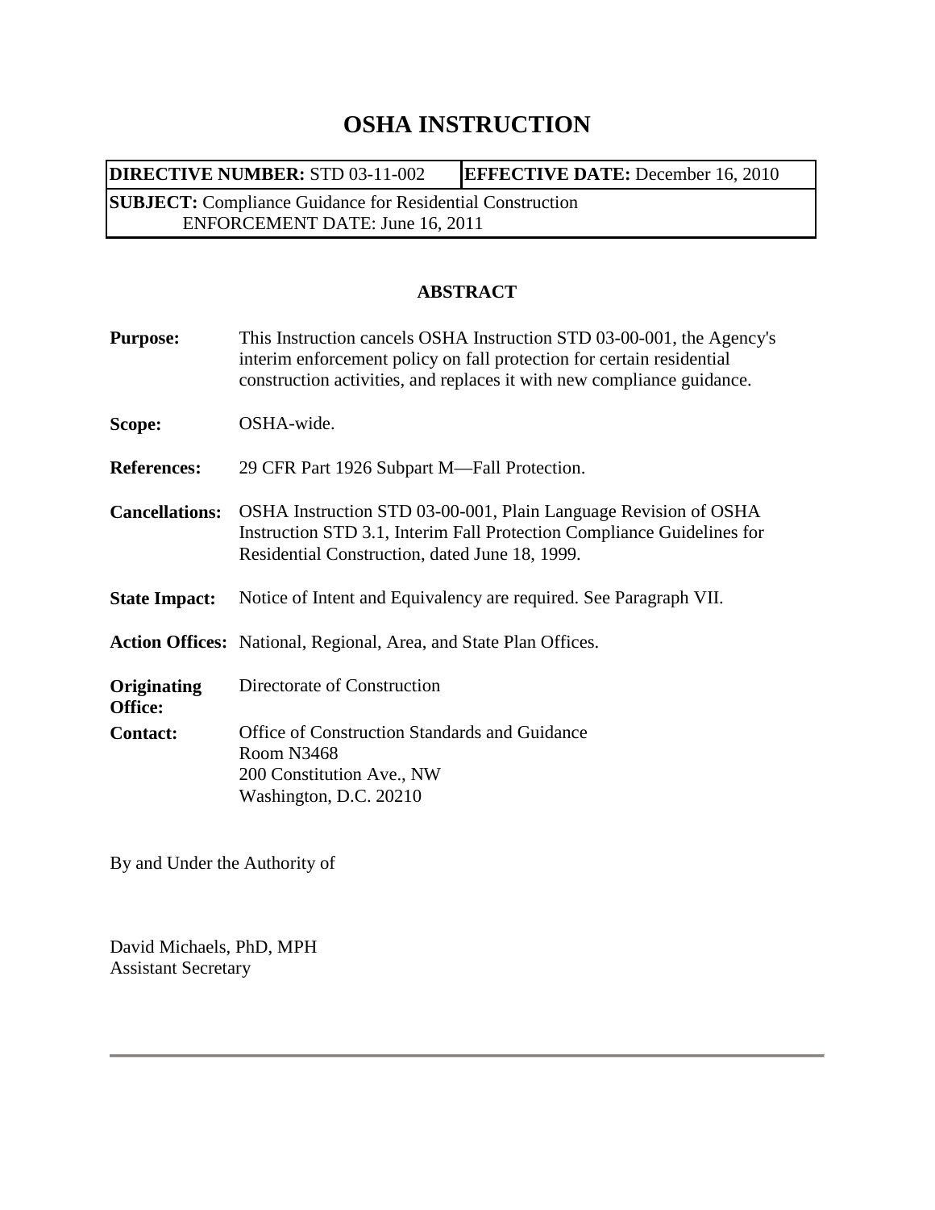# OSHA INSTRUCTION

| **DIRECTIVE NUMBER:** STD 03-11-002 | **EFFECTIVE DATE:** December 16, 2010 |
|---|---|
| **SUBJECT:** Compliance Guidance for Residential Construction<br>ENFORCEMENT DATE: June 16, 2011 | |

## ABSTRACT

**Purpose:** This Instruction cancels OSHA Instruction STD 03-00-001, the Agency's interim enforcement policy on fall protection for certain residential construction activities, and replaces it with new compliance guidance.

**Scope:** OSHA-wide.

**References:** 29 CFR Part 1926 Subpart M—Fall Protection.

**Cancellations:** OSHA Instruction STD 03-00-001, Plain Language Revision of OSHA Instruction STD 3.1, Interim Fall Protection Compliance Guidelines for Residential Construction, dated June 18, 1999.

**State Impact:** Notice of Intent and Equivalency are required. See Paragraph VII.

**Action Offices:** National, Regional, Area, and State Plan Offices.

**Originating Office:** Directorate of Construction

**Contact:** Office of Construction Standards and Guidance
Room N3468
200 Constitution Ave., NW
Washington, D.C. 20210

By and Under the Authority of

David Michaels, PhD, MPH
Assistant Secretary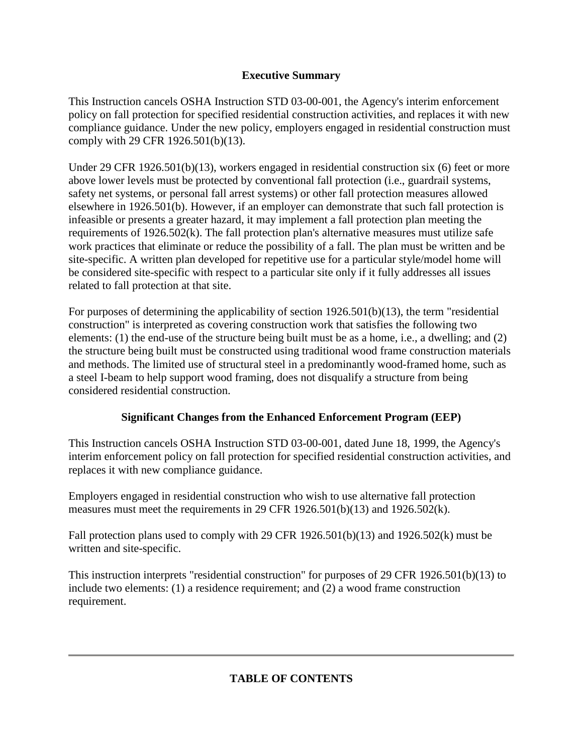## Executive Summary

This Instruction cancels OSHA Instruction STD 03-00-001, the Agency's interim enforcement policy on fall protection for specified residential construction activities, and replaces it with new compliance guidance. Under the new policy, employers engaged in residential construction must comply with 29 CFR 1926.501(b)(13).

Under 29 CFR 1926.501(b)(13), workers engaged in residential construction six (6) feet or more above lower levels must be protected by conventional fall protection (i.e., guardrail systems, safety net systems, or personal fall arrest systems) or other fall protection measures allowed elsewhere in 1926.501(b). However, if an employer can demonstrate that such fall protection is infeasible or presents a greater hazard, it may implement a fall protection plan meeting the requirements of 1926.502(k). The fall protection plan's alternative measures must utilize safe work practices that eliminate or reduce the possibility of a fall. The plan must be written and be site-specific. A written plan developed for repetitive use for a particular style/model home will be considered site-specific with respect to a particular site only if it fully addresses all issues related to fall protection at that site.

For purposes of determining the applicability of section 1926.501(b)(13), the term "residential construction" is interpreted as covering construction work that satisfies the following two elements: (1) the end-use of the structure being built must be as a home, i.e., a dwelling; and (2) the structure being built must be constructed using traditional wood frame construction materials and methods. The limited use of structural steel in a predominantly wood-framed home, such as a steel I-beam to help support wood framing, does not disqualify a structure from being considered residential construction.

## Significant Changes from the Enhanced Enforcement Program (EEP)

This Instruction cancels OSHA Instruction STD 03-00-001, dated June 18, 1999, the Agency's interim enforcement policy on fall protection for specified residential construction activities, and replaces it with new compliance guidance.

Employers engaged in residential construction who wish to use alternative fall protection measures must meet the requirements in 29 CFR 1926.501(b)(13) and 1926.502(k).

Fall protection plans used to comply with 29 CFR 1926.501(b)(13) and 1926.502(k) must be written and site-specific.

This instruction interprets "residential construction" for purposes of 29 CFR 1926.501(b)(13) to include two elements: (1) a residence requirement; and (2) a wood frame construction requirement.

---

## TABLE OF CONTENTS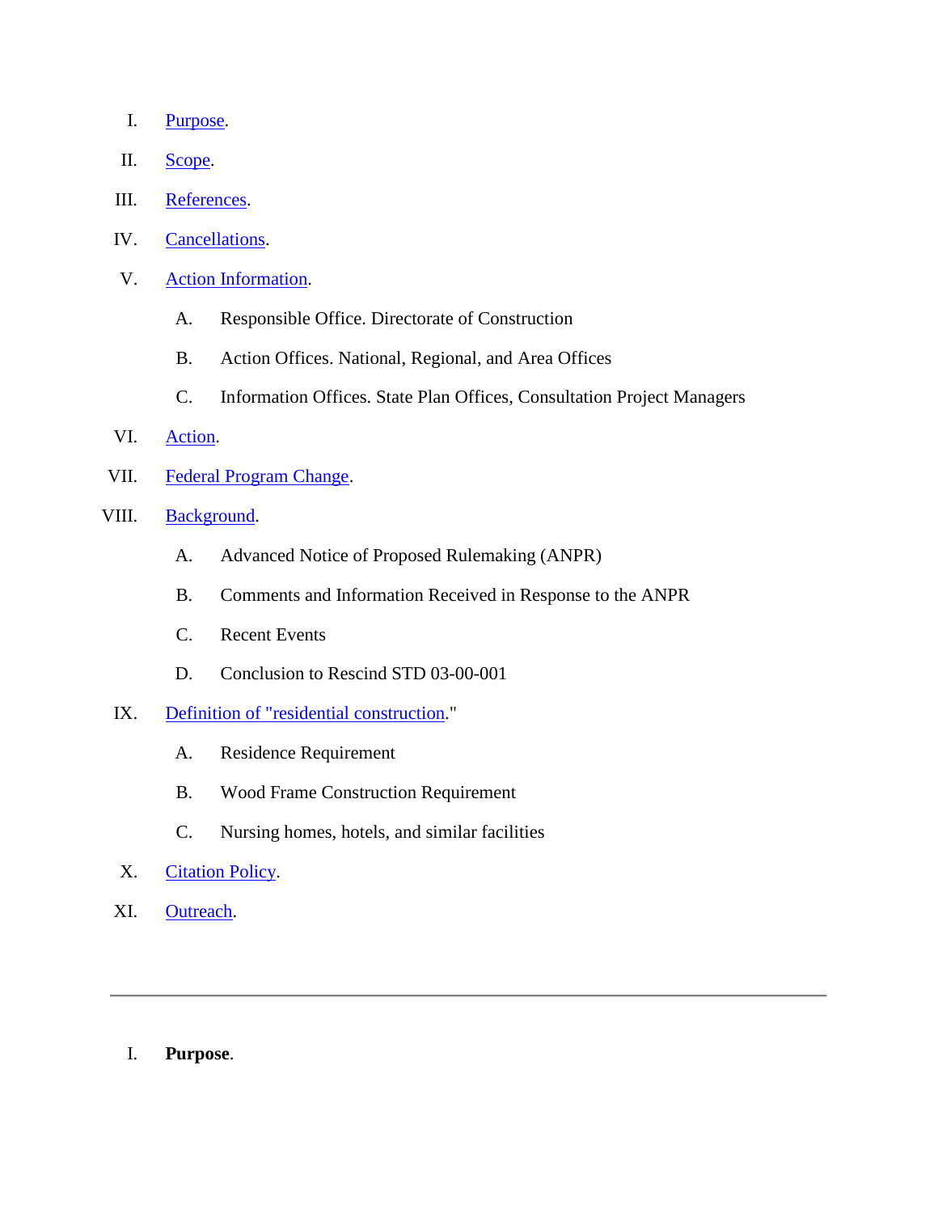I. Purpose.

II. Scope.

III. References.

IV. Cancellations.

V. Action Information.

   A. Responsible Office. Directorate of Construction

   B. Action Offices. National, Regional, and Area Offices

   C. Information Offices. State Plan Offices, Consultation Project Managers

VI. Action.

VII. Federal Program Change.

VIII. Background.

   A. Advanced Notice of Proposed Rulemaking (ANPR)

   B. Comments and Information Received in Response to the ANPR

   C. Recent Events

   D. Conclusion to Rescind STD 03-00-001

IX. Definition of "residential construction."

   A. Residence Requirement

   B. Wood Frame Construction Requirement

   C. Nursing homes, hotels, and similar facilities

X. Citation Policy.

XI. Outreach.

---

## I. **Purpose**.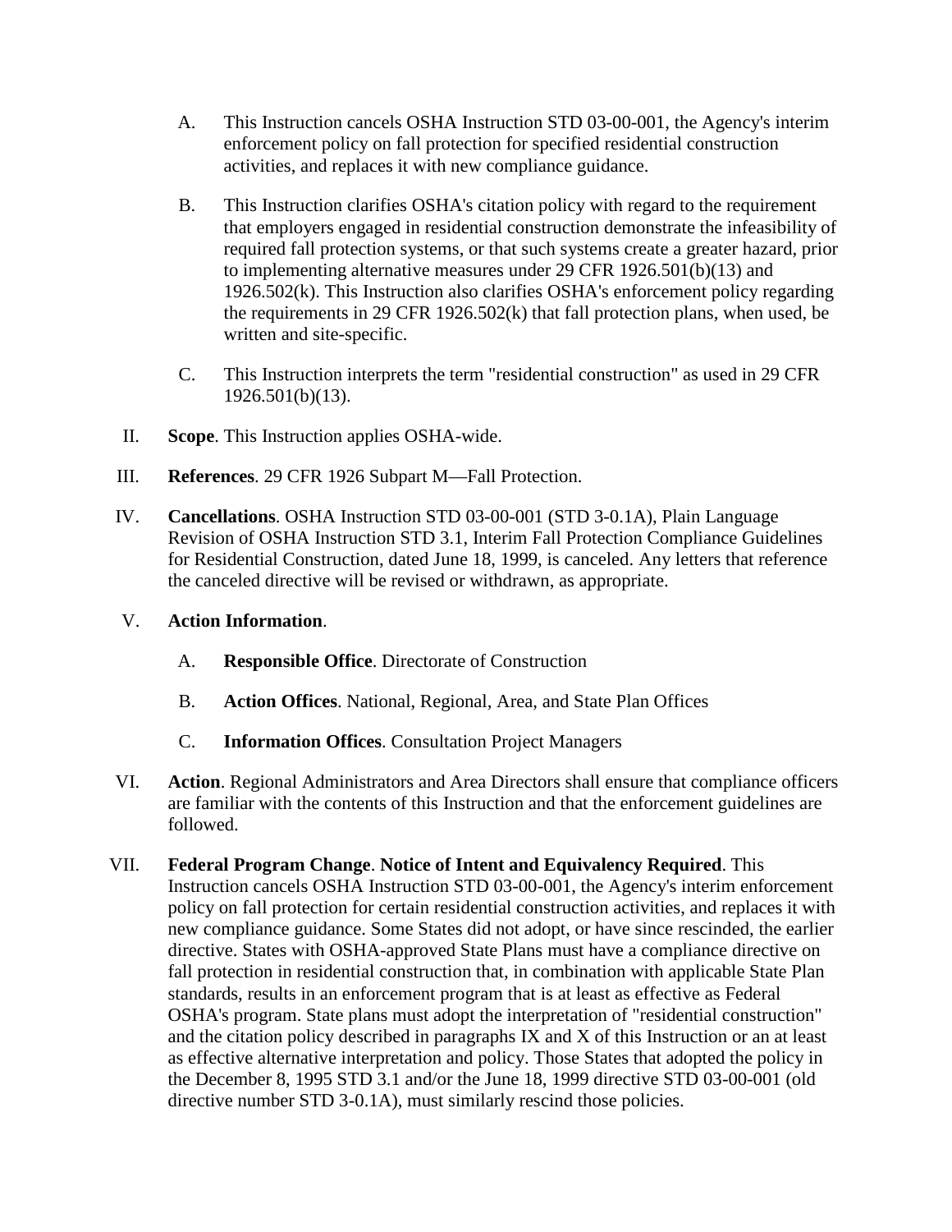A. This Instruction cancels OSHA Instruction STD 03-00-001, the Agency's interim enforcement policy on fall protection for specified residential construction activities, and replaces it with new compliance guidance.

B. This Instruction clarifies OSHA's citation policy with regard to the requirement that employers engaged in residential construction demonstrate the infeasibility of required fall protection systems, or that such systems create a greater hazard, prior to implementing alternative measures under 29 CFR 1926.501(b)(13) and 1926.502(k). This Instruction also clarifies OSHA's enforcement policy regarding the requirements in 29 CFR 1926.502(k) that fall protection plans, when used, be written and site-specific.

C. This Instruction interprets the term "residential construction" as used in 29 CFR 1926.501(b)(13).

II. **Scope**. This Instruction applies OSHA-wide.

III. **References**. 29 CFR 1926 Subpart M—Fall Protection.

IV. **Cancellations**. OSHA Instruction STD 03-00-001 (STD 3-0.1A), Plain Language Revision of OSHA Instruction STD 3.1, Interim Fall Protection Compliance Guidelines for Residential Construction, dated June 18, 1999, is canceled. Any letters that reference the canceled directive will be revised or withdrawn, as appropriate.

V. **Action Information**.

A. **Responsible Office**. Directorate of Construction

B. **Action Offices**. National, Regional, Area, and State Plan Offices

C. **Information Offices**. Consultation Project Managers

VI. **Action**. Regional Administrators and Area Directors shall ensure that compliance officers are familiar with the contents of this Instruction and that the enforcement guidelines are followed.

VII. **Federal Program Change**. **Notice of Intent and Equivalency Required**. This Instruction cancels OSHA Instruction STD 03-00-001, the Agency's interim enforcement policy on fall protection for certain residential construction activities, and replaces it with new compliance guidance. Some States did not adopt, or have since rescinded, the earlier directive. States with OSHA-approved State Plans must have a compliance directive on fall protection in residential construction that, in combination with applicable State Plan standards, results in an enforcement program that is at least as effective as Federal OSHA's program. State plans must adopt the interpretation of "residential construction" and the citation policy described in paragraphs IX and X of this Instruction or an at least as effective alternative interpretation and policy. Those States that adopted the policy in the December 8, 1995 STD 3.1 and/or the June 18, 1999 directive STD 03-00-001 (old directive number STD 3-0.1A), must similarly rescind those policies.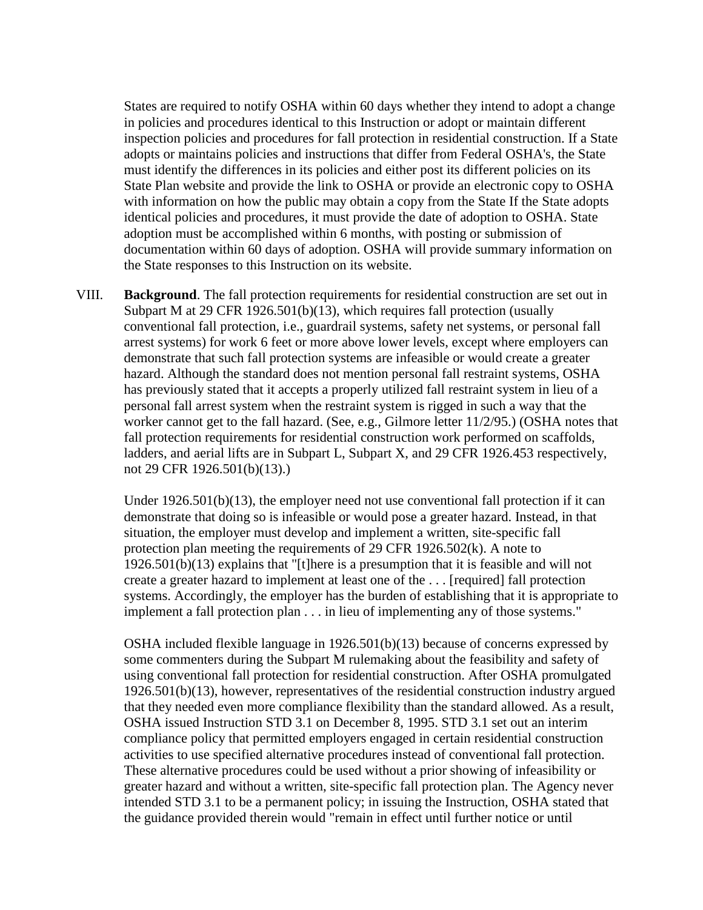States are required to notify OSHA within 60 days whether they intend to adopt a change in policies and procedures identical to this Instruction or adopt or maintain different inspection policies and procedures for fall protection in residential construction. If a State adopts or maintains policies and instructions that differ from Federal OSHA's, the State must identify the differences in its policies and either post its different policies on its State Plan website and provide the link to OSHA or provide an electronic copy to OSHA with information on how the public may obtain a copy from the State If the State adopts identical policies and procedures, it must provide the date of adoption to OSHA. State adoption must be accomplished within 6 months, with posting or submission of documentation within 60 days of adoption. OSHA will provide summary information on the State responses to this Instruction on its website.

VIII. **Background**. The fall protection requirements for residential construction are set out in Subpart M at 29 CFR 1926.501(b)(13), which requires fall protection (usually conventional fall protection, i.e., guardrail systems, safety net systems, or personal fall arrest systems) for work 6 feet or more above lower levels, except where employers can demonstrate that such fall protection systems are infeasible or would create a greater hazard. Although the standard does not mention personal fall restraint systems, OSHA has previously stated that it accepts a properly utilized fall restraint system in lieu of a personal fall arrest system when the restraint system is rigged in such a way that the worker cannot get to the fall hazard. (See, e.g., Gilmore letter 11/2/95.) (OSHA notes that fall protection requirements for residential construction work performed on scaffolds, ladders, and aerial lifts are in Subpart L, Subpart X, and 29 CFR 1926.453 respectively, not 29 CFR 1926.501(b)(13).)

Under 1926.501(b)(13), the employer need not use conventional fall protection if it can demonstrate that doing so is infeasible or would pose a greater hazard. Instead, in that situation, the employer must develop and implement a written, site-specific fall protection plan meeting the requirements of 29 CFR 1926.502(k). A note to 1926.501(b)(13) explains that "[t]here is a presumption that it is feasible and will not create a greater hazard to implement at least one of the . . . [required] fall protection systems. Accordingly, the employer has the burden of establishing that it is appropriate to implement a fall protection plan . . . in lieu of implementing any of those systems."

OSHA included flexible language in 1926.501(b)(13) because of concerns expressed by some commenters during the Subpart M rulemaking about the feasibility and safety of using conventional fall protection for residential construction. After OSHA promulgated 1926.501(b)(13), however, representatives of the residential construction industry argued that they needed even more compliance flexibility than the standard allowed. As a result, OSHA issued Instruction STD 3.1 on December 8, 1995. STD 3.1 set out an interim compliance policy that permitted employers engaged in certain residential construction activities to use specified alternative procedures instead of conventional fall protection. These alternative procedures could be used without a prior showing of infeasibility or greater hazard and without a written, site-specific fall protection plan. The Agency never intended STD 3.1 to be a permanent policy; in issuing the Instruction, OSHA stated that the guidance provided therein would "remain in effect until further notice or until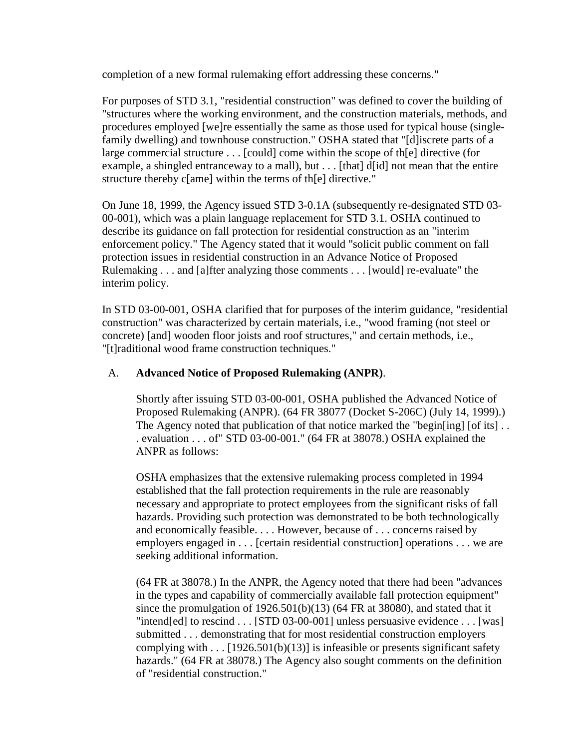completion of a new formal rulemaking effort addressing these concerns."

For purposes of STD 3.1, "residential construction" was defined to cover the building of "structures where the working environment, and the construction materials, methods, and procedures employed [we]re essentially the same as those used for typical house (single-family dwelling) and townhouse construction." OSHA stated that "[d]iscrete parts of a large commercial structure . . . [could] come within the scope of th[e] directive (for example, a shingled entranceway to a mall), but . . . [that] d[id] not mean that the entire structure thereby c[ame] within the terms of th[e] directive."

On June 18, 1999, the Agency issued STD 3-0.1A (subsequently re-designated STD 03-00-001), which was a plain language replacement for STD 3.1. OSHA continued to describe its guidance on fall protection for residential construction as an "interim enforcement policy." The Agency stated that it would "solicit public comment on fall protection issues in residential construction in an Advance Notice of Proposed Rulemaking . . . and [a]fter analyzing those comments . . . [would] re-evaluate" the interim policy.

In STD 03-00-001, OSHA clarified that for purposes of the interim guidance, "residential construction" was characterized by certain materials, i.e., "wood framing (not steel or concrete) [and] wooden floor joists and roof structures," and certain methods, i.e., "[t]raditional wood frame construction techniques."

A. **Advanced Notice of Proposed Rulemaking (ANPR)**.

Shortly after issuing STD 03-00-001, OSHA published the Advanced Notice of Proposed Rulemaking (ANPR). (64 FR 38077 (Docket S-206C) (July 14, 1999).) The Agency noted that publication of that notice marked the "begin[ing] [of its] . . . evaluation . . . of" STD 03-00-001." (64 FR at 38078.) OSHA explained the ANPR as follows:

> OSHA emphasizes that the extensive rulemaking process completed in 1994 established that the fall protection requirements in the rule are reasonably necessary and appropriate to protect employees from the significant risks of fall hazards. Providing such protection was demonstrated to be both technologically and economically feasible. . . . However, because of . . . concerns raised by employers engaged in . . . [certain residential construction] operations . . . we are seeking additional information.

(64 FR at 38078.) In the ANPR, the Agency noted that there had been "advances in the types and capability of commercially available fall protection equipment" since the promulgation of 1926.501(b)(13) (64 FR at 38080), and stated that it "intend[ed] to rescind . . . [STD 03-00-001] unless persuasive evidence . . . [was] submitted . . . demonstrating that for most residential construction employers complying with . . . [1926.501(b)(13)] is infeasible or presents significant safety hazards." (64 FR at 38078.) The Agency also sought comments on the definition of "residential construction."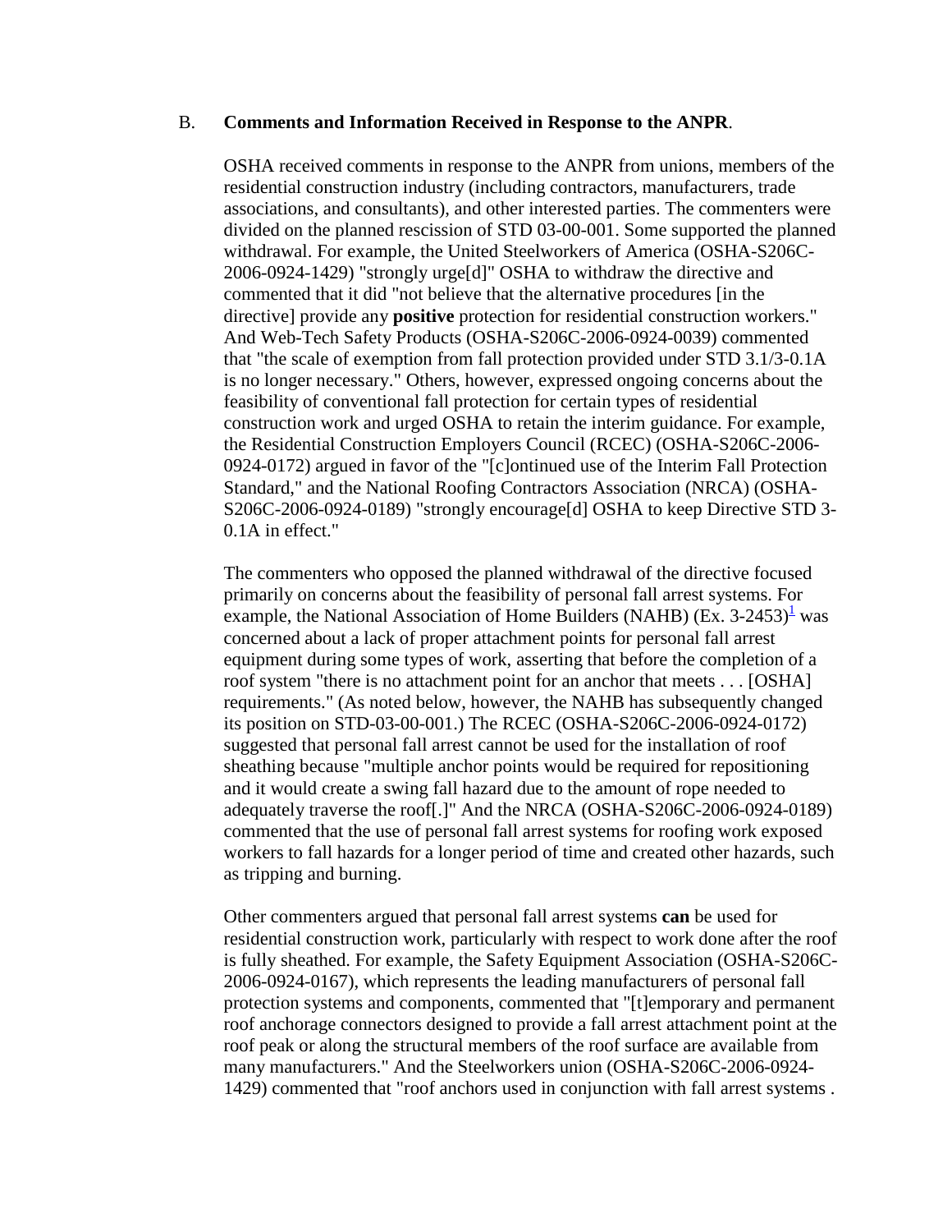B. **Comments and Information Received in Response to the ANPR**.

OSHA received comments in response to the ANPR from unions, members of the residential construction industry (including contractors, manufacturers, trade associations, and consultants), and other interested parties. The commenters were divided on the planned rescission of STD 03-00-001. Some supported the planned withdrawal. For example, the United Steelworkers of America (OSHA-S206C-2006-0924-1429) "strongly urge[d]" OSHA to withdraw the directive and commented that it did "not believe that the alternative procedures [in the directive] provide any **positive** protection for residential construction workers." And Web-Tech Safety Products (OSHA-S206C-2006-0924-0039) commented that "the scale of exemption from fall protection provided under STD 3.1/3-0.1A is no longer necessary." Others, however, expressed ongoing concerns about the feasibility of conventional fall protection for certain types of residential construction work and urged OSHA to retain the interim guidance. For example, the Residential Construction Employers Council (RCEC) (OSHA-S206C-2006-0924-0172) argued in favor of the "[c]ontinued use of the Interim Fall Protection Standard," and the National Roofing Contractors Association (NRCA) (OSHA-S206C-2006-0924-0189) "strongly encourage[d] OSHA to keep Directive STD 3-0.1A in effect."

The commenters who opposed the planned withdrawal of the directive focused primarily on concerns about the feasibility of personal fall arrest systems. For example, the National Association of Home Builders (NAHB) (Ex. 3-2453)[1] was concerned about a lack of proper attachment points for personal fall arrest equipment during some types of work, asserting that before the completion of a roof system "there is no attachment point for an anchor that meets . . . [OSHA] requirements." (As noted below, however, the NAHB has subsequently changed its position on STD-03-00-001.) The RCEC (OSHA-S206C-2006-0924-0172) suggested that personal fall arrest cannot be used for the installation of roof sheathing because "multiple anchor points would be required for repositioning and it would create a swing fall hazard due to the amount of rope needed to adequately traverse the roof[.]" And the NRCA (OSHA-S206C-2006-0924-0189) commented that the use of personal fall arrest systems for roofing work exposed workers to fall hazards for a longer period of time and created other hazards, such as tripping and burning.

Other commenters argued that personal fall arrest systems **can** be used for residential construction work, particularly with respect to work done after the roof is fully sheathed. For example, the Safety Equipment Association (OSHA-S206C-2006-0924-0167), which represents the leading manufacturers of personal fall protection systems and components, commented that "[t]emporary and permanent roof anchorage connectors designed to provide a fall arrest attachment point at the roof peak or along the structural members of the roof surface are available from many manufacturers." And the Steelworkers union (OSHA-S206C-2006-0924-1429) commented that "roof anchors used in conjunction with fall arrest systems .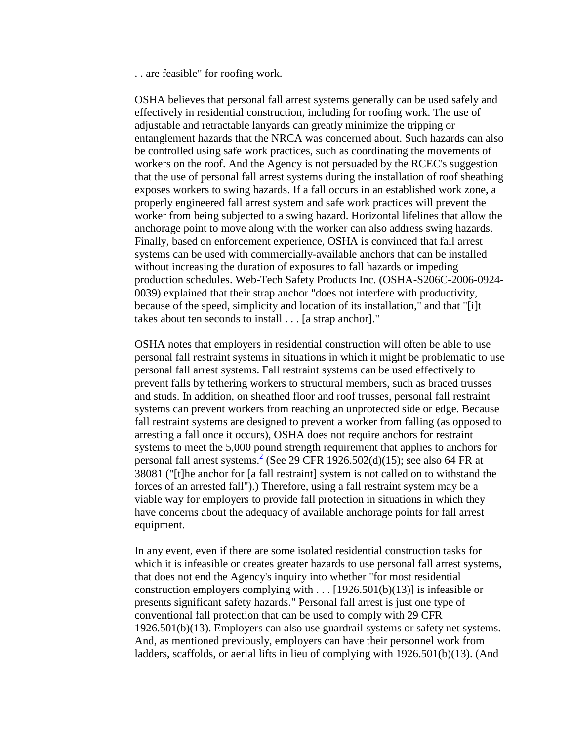. . are feasible" for roofing work.

OSHA believes that personal fall arrest systems generally can be used safely and effectively in residential construction, including for roofing work. The use of adjustable and retractable lanyards can greatly minimize the tripping or entanglement hazards that the NRCA was concerned about. Such hazards can also be controlled using safe work practices, such as coordinating the movements of workers on the roof. And the Agency is not persuaded by the RCEC's suggestion that the use of personal fall arrest systems during the installation of roof sheathing exposes workers to swing hazards. If a fall occurs in an established work zone, a properly engineered fall arrest system and safe work practices will prevent the worker from being subjected to a swing hazard. Horizontal lifelines that allow the anchorage point to move along with the worker can also address swing hazards. Finally, based on enforcement experience, OSHA is convinced that fall arrest systems can be used with commercially-available anchors that can be installed without increasing the duration of exposures to fall hazards or impeding production schedules. Web-Tech Safety Products Inc. (OSHA-S206C-2006-0924-0039) explained that their strap anchor "does not interfere with productivity, because of the speed, simplicity and location of its installation," and that "[i]t takes about ten seconds to install . . . [a strap anchor]."

OSHA notes that employers in residential construction will often be able to use personal fall restraint systems in situations in which it might be problematic to use personal fall arrest systems. Fall restraint systems can be used effectively to prevent falls by tethering workers to structural members, such as braced trusses and studs. In addition, on sheathed floor and roof trusses, personal fall restraint systems can prevent workers from reaching an unprotected side or edge. Because fall restraint systems are designed to prevent a worker from falling (as opposed to arresting a fall once it occurs), OSHA does not require anchors for restraint systems to meet the 5,000 pound strength requirement that applies to anchors for personal fall arrest systems.[2] (See 29 CFR 1926.502(d)(15); see also 64 FR at 38081 ("[t]he anchor for [a fall restraint] system is not called on to withstand the forces of an arrested fall").) Therefore, using a fall restraint system may be a viable way for employers to provide fall protection in situations in which they have concerns about the adequacy of available anchorage points for fall arrest equipment.

In any event, even if there are some isolated residential construction tasks for which it is infeasible or creates greater hazards to use personal fall arrest systems, that does not end the Agency's inquiry into whether "for most residential construction employers complying with . . . [1926.501(b)(13)] is infeasible or presents significant safety hazards." Personal fall arrest is just one type of conventional fall protection that can be used to comply with 29 CFR 1926.501(b)(13). Employers can also use guardrail systems or safety net systems. And, as mentioned previously, employers can have their personnel work from ladders, scaffolds, or aerial lifts in lieu of complying with 1926.501(b)(13). (And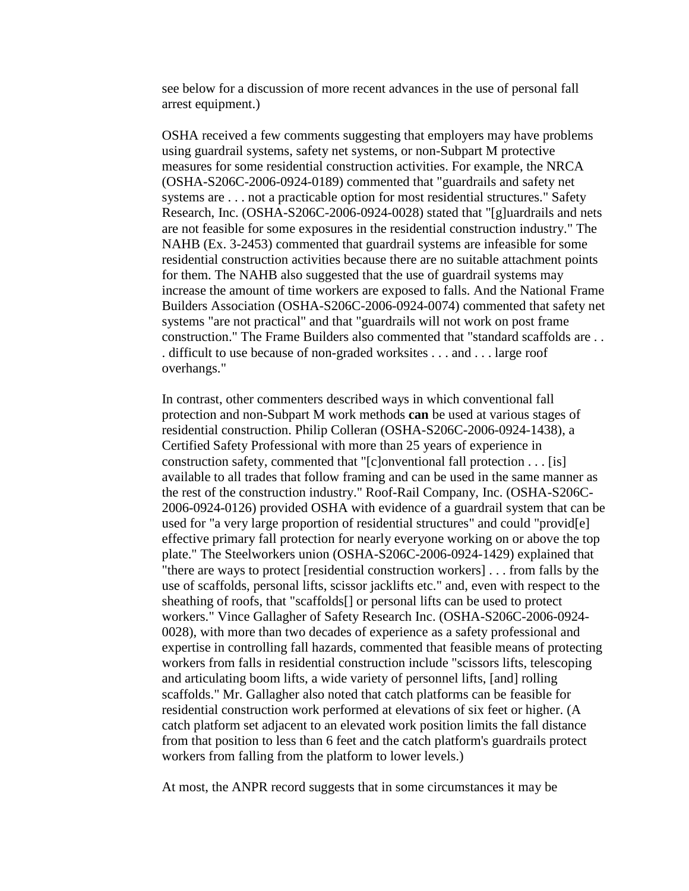see below for a discussion of more recent advances in the use of personal fall arrest equipment.)

OSHA received a few comments suggesting that employers may have problems using guardrail systems, safety net systems, or non-Subpart M protective measures for some residential construction activities. For example, the NRCA (OSHA-S206C-2006-0924-0189) commented that "guardrails and safety net systems are . . . not a practicable option for most residential structures." Safety Research, Inc. (OSHA-S206C-2006-0924-0028) stated that "[g]uardrails and nets are not feasible for some exposures in the residential construction industry." The NAHB (Ex. 3-2453) commented that guardrail systems are infeasible for some residential construction activities because there are no suitable attachment points for them. The NAHB also suggested that the use of guardrail systems may increase the amount of time workers are exposed to falls. And the National Frame Builders Association (OSHA-S206C-2006-0924-0074) commented that safety net systems "are not practical" and that "guardrails will not work on post frame construction." The Frame Builders also commented that "standard scaffolds are . . . difficult to use because of non-graded worksites . . . and . . . large roof overhangs."

In contrast, other commenters described ways in which conventional fall protection and non-Subpart M work methods **can** be used at various stages of residential construction. Philip Colleran (OSHA-S206C-2006-0924-1438), a Certified Safety Professional with more than 25 years of experience in construction safety, commented that "[c]onventional fall protection . . . [is] available to all trades that follow framing and can be used in the same manner as the rest of the construction industry." Roof-Rail Company, Inc. (OSHA-S206C-2006-0924-0126) provided OSHA with evidence of a guardrail system that can be used for "a very large proportion of residential structures" and could "provid[e] effective primary fall protection for nearly everyone working on or above the top plate." The Steelworkers union (OSHA-S206C-2006-0924-1429) explained that "there are ways to protect [residential construction workers] . . . from falls by the use of scaffolds, personal lifts, scissor jacklifts etc." and, even with respect to the sheathing of roofs, that "scaffolds[] or personal lifts can be used to protect workers." Vince Gallagher of Safety Research Inc. (OSHA-S206C-2006-0924-0028), with more than two decades of experience as a safety professional and expertise in controlling fall hazards, commented that feasible means of protecting workers from falls in residential construction include "scissors lifts, telescoping and articulating boom lifts, a wide variety of personnel lifts, [and] rolling scaffolds." Mr. Gallagher also noted that catch platforms can be feasible for residential construction work performed at elevations of six feet or higher. (A catch platform set adjacent to an elevated work position limits the fall distance from that position to less than 6 feet and the catch platform's guardrails protect workers from falling from the platform to lower levels.)

At most, the ANPR record suggests that in some circumstances it may be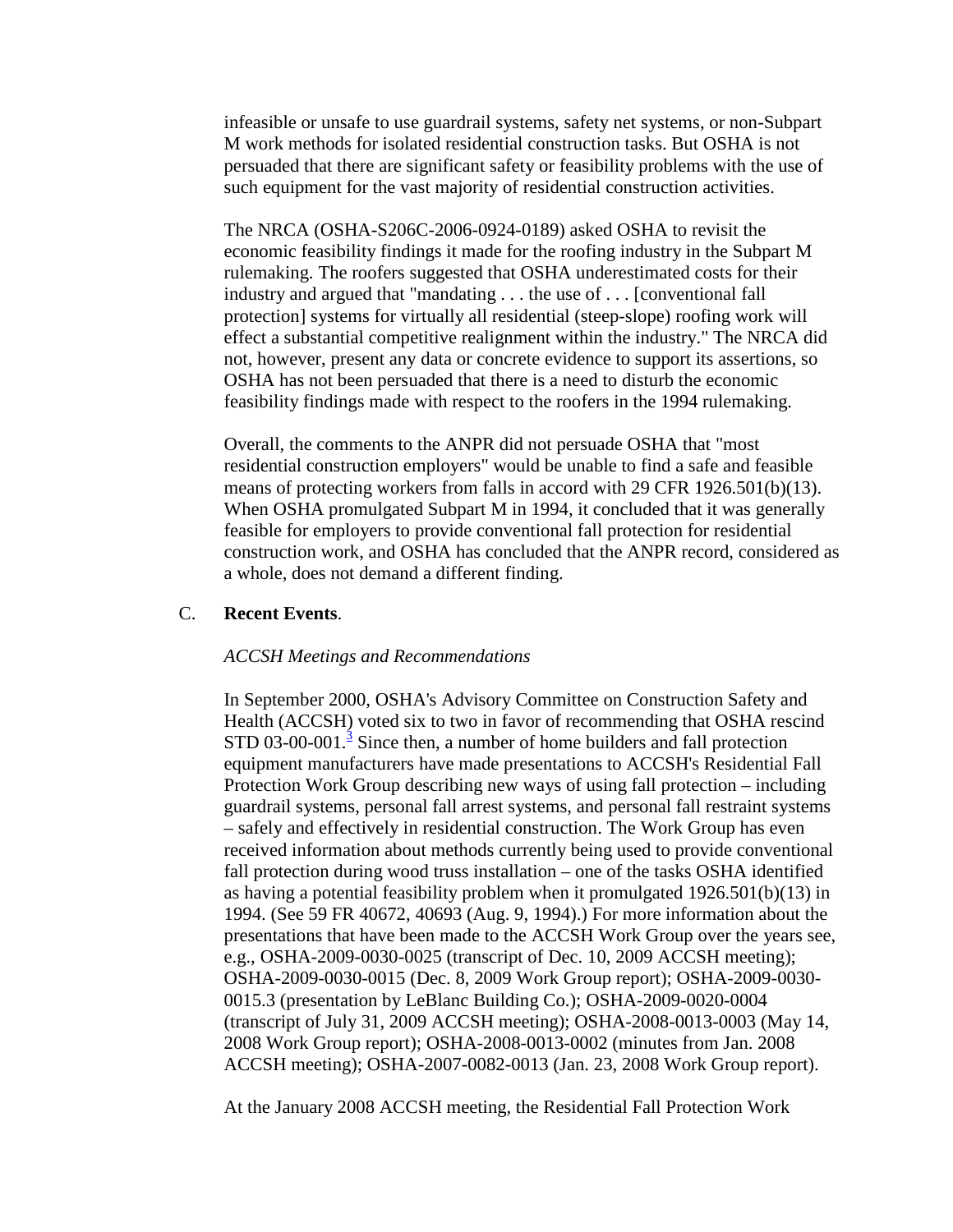infeasible or unsafe to use guardrail systems, safety net systems, or non-Subpart M work methods for isolated residential construction tasks. But OSHA is not persuaded that there are significant safety or feasibility problems with the use of such equipment for the vast majority of residential construction activities.

The NRCA (OSHA-S206C-2006-0924-0189) asked OSHA to revisit the economic feasibility findings it made for the roofing industry in the Subpart M rulemaking. The roofers suggested that OSHA underestimated costs for their industry and argued that "mandating . . . the use of . . . [conventional fall protection] systems for virtually all residential (steep-slope) roofing work will effect a substantial competitive realignment within the industry." The NRCA did not, however, present any data or concrete evidence to support its assertions, so OSHA has not been persuaded that there is a need to disturb the economic feasibility findings made with respect to the roofers in the 1994 rulemaking.

Overall, the comments to the ANPR did not persuade OSHA that "most residential construction employers" would be unable to find a safe and feasible means of protecting workers from falls in accord with 29 CFR 1926.501(b)(13). When OSHA promulgated Subpart M in 1994, it concluded that it was generally feasible for employers to provide conventional fall protection for residential construction work, and OSHA has concluded that the ANPR record, considered as a whole, does not demand a different finding.

## C. **Recent Events**.

*ACCSH Meetings and Recommendations*

In September 2000, OSHA's Advisory Committee on Construction Safety and Health (ACCSH) voted six to two in favor of recommending that OSHA rescind STD 03-00-001.[3] Since then, a number of home builders and fall protection equipment manufacturers have made presentations to ACCSH's Residential Fall Protection Work Group describing new ways of using fall protection – including guardrail systems, personal fall arrest systems, and personal fall restraint systems – safely and effectively in residential construction. The Work Group has even received information about methods currently being used to provide conventional fall protection during wood truss installation – one of the tasks OSHA identified as having a potential feasibility problem when it promulgated 1926.501(b)(13) in 1994. (See 59 FR 40672, 40693 (Aug. 9, 1994).) For more information about the presentations that have been made to the ACCSH Work Group over the years see, e.g., OSHA-2009-0030-0025 (transcript of Dec. 10, 2009 ACCSH meeting); OSHA-2009-0030-0015 (Dec. 8, 2009 Work Group report); OSHA-2009-0030-0015.3 (presentation by LeBlanc Building Co.); OSHA-2009-0020-0004 (transcript of July 31, 2009 ACCSH meeting); OSHA-2008-0013-0003 (May 14, 2008 Work Group report); OSHA-2008-0013-0002 (minutes from Jan. 2008 ACCSH meeting); OSHA-2007-0082-0013 (Jan. 23, 2008 Work Group report).

At the January 2008 ACCSH meeting, the Residential Fall Protection Work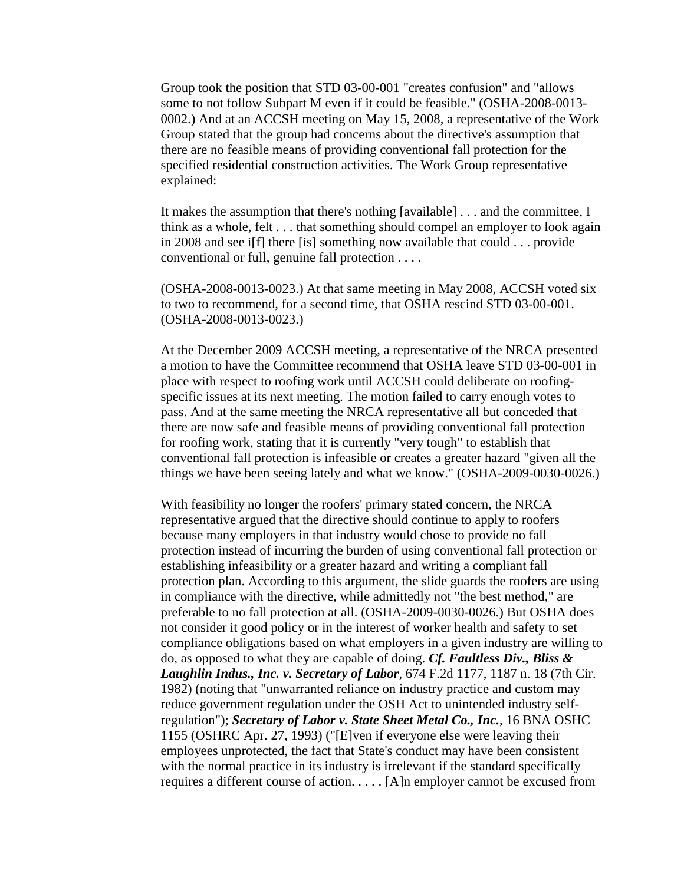Group took the position that STD 03-00-001 "creates confusion" and "allows some to not follow Subpart M even if it could be feasible." (OSHA-2008-0013-0002.) And at an ACCSH meeting on May 15, 2008, a representative of the Work Group stated that the group had concerns about the directive's assumption that there are no feasible means of providing conventional fall protection for the specified residential construction activities. The Work Group representative explained:

It makes the assumption that there's nothing [available] . . . and the committee, I think as a whole, felt . . . that something should compel an employer to look again in 2008 and see i[f] there [is] something now available that could . . . provide conventional or full, genuine fall protection . . . .

(OSHA-2008-0013-0023.) At that same meeting in May 2008, ACCSH voted six to two to recommend, for a second time, that OSHA rescind STD 03-00-001. (OSHA-2008-0013-0023.)

At the December 2009 ACCSH meeting, a representative of the NRCA presented a motion to have the Committee recommend that OSHA leave STD 03-00-001 in place with respect to roofing work until ACCSH could deliberate on roofing-specific issues at its next meeting. The motion failed to carry enough votes to pass. And at the same meeting the NRCA representative all but conceded that there are now safe and feasible means of providing conventional fall protection for roofing work, stating that it is currently "very tough" to establish that conventional fall protection is infeasible or creates a greater hazard "given all the things we have been seeing lately and what we know." (OSHA-2009-0030-0026.)

With feasibility no longer the roofers' primary stated concern, the NRCA representative argued that the directive should continue to apply to roofers because many employers in that industry would chose to provide no fall protection instead of incurring the burden of using conventional fall protection or establishing infeasibility or a greater hazard and writing a compliant fall protection plan. According to this argument, the slide guards the roofers are using in compliance with the directive, while admittedly not "the best method," are preferable to no fall protection at all. (OSHA-2009-0030-0026.) But OSHA does not consider it good policy or in the interest of worker health and safety to set compliance obligations based on what employers in a given industry are willing to do, as opposed to what they are capable of doing. ***Cf. Faultless Div., Bliss & Laughlin Indus., Inc. v. Secretary of Labor***, 674 F.2d 1177, 1187 n. 18 (7th Cir. 1982) (noting that "unwarranted reliance on industry practice and custom may reduce government regulation under the OSH Act to unintended industry self-regulation"); ***Secretary of Labor v. State Sheet Metal Co., Inc.***, 16 BNA OSHC 1155 (OSHRC Apr. 27, 1993) ("[E]ven if everyone else were leaving their employees unprotected, the fact that State's conduct may have been consistent with the normal practice in its industry is irrelevant if the standard specifically requires a different course of action. . . . . [A]n employer cannot be excused from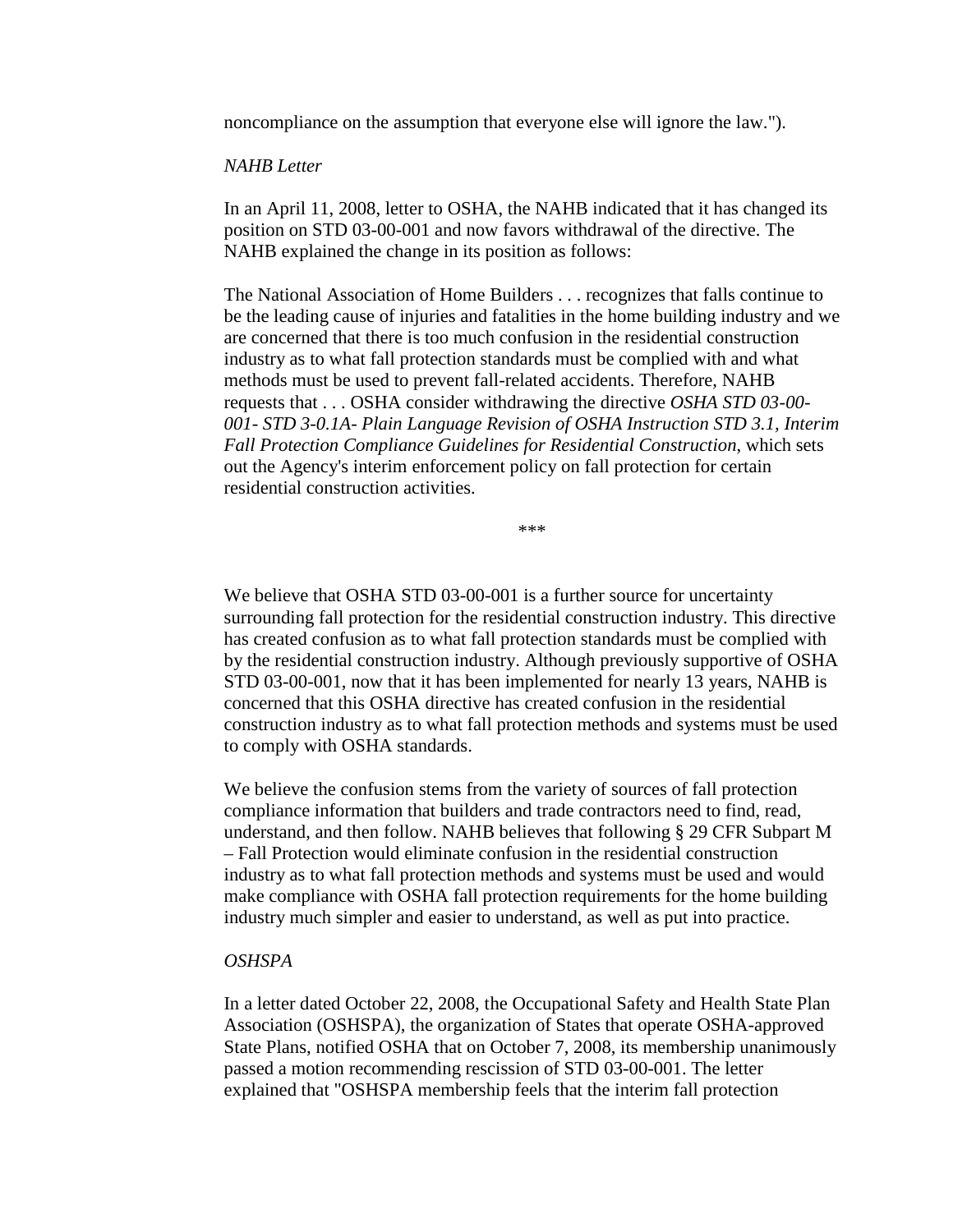noncompliance on the assumption that everyone else will ignore the law.").

*NAHB Letter*

In an April 11, 2008, letter to OSHA, the NAHB indicated that it has changed its position on STD 03-00-001 and now favors withdrawal of the directive. The NAHB explained the change in its position as follows:

The National Association of Home Builders . . . recognizes that falls continue to be the leading cause of injuries and fatalities in the home building industry and we are concerned that there is too much confusion in the residential construction industry as to what fall protection standards must be complied with and what methods must be used to prevent fall-related accidents. Therefore, NAHB requests that . . . OSHA consider withdrawing the directive *OSHA STD 03-00-001- STD 3-0.1A- Plain Language Revision of OSHA Instruction STD 3.1, Interim Fall Protection Compliance Guidelines for Residential Construction*, which sets out the Agency's interim enforcement policy on fall protection for certain residential construction activities.

***

We believe that OSHA STD 03-00-001 is a further source for uncertainty surrounding fall protection for the residential construction industry. This directive has created confusion as to what fall protection standards must be complied with by the residential construction industry. Although previously supportive of OSHA STD 03-00-001, now that it has been implemented for nearly 13 years, NAHB is concerned that this OSHA directive has created confusion in the residential construction industry as to what fall protection methods and systems must be used to comply with OSHA standards.

We believe the confusion stems from the variety of sources of fall protection compliance information that builders and trade contractors need to find, read, understand, and then follow. NAHB believes that following § 29 CFR Subpart M – Fall Protection would eliminate confusion in the residential construction industry as to what fall protection methods and systems must be used and would make compliance with OSHA fall protection requirements for the home building industry much simpler and easier to understand, as well as put into practice.

*OSHSPA*

In a letter dated October 22, 2008, the Occupational Safety and Health State Plan Association (OSHSPA), the organization of States that operate OSHA-approved State Plans, notified OSHA that on October 7, 2008, its membership unanimously passed a motion recommending rescission of STD 03-00-001. The letter explained that "OSHSPA membership feels that the interim fall protection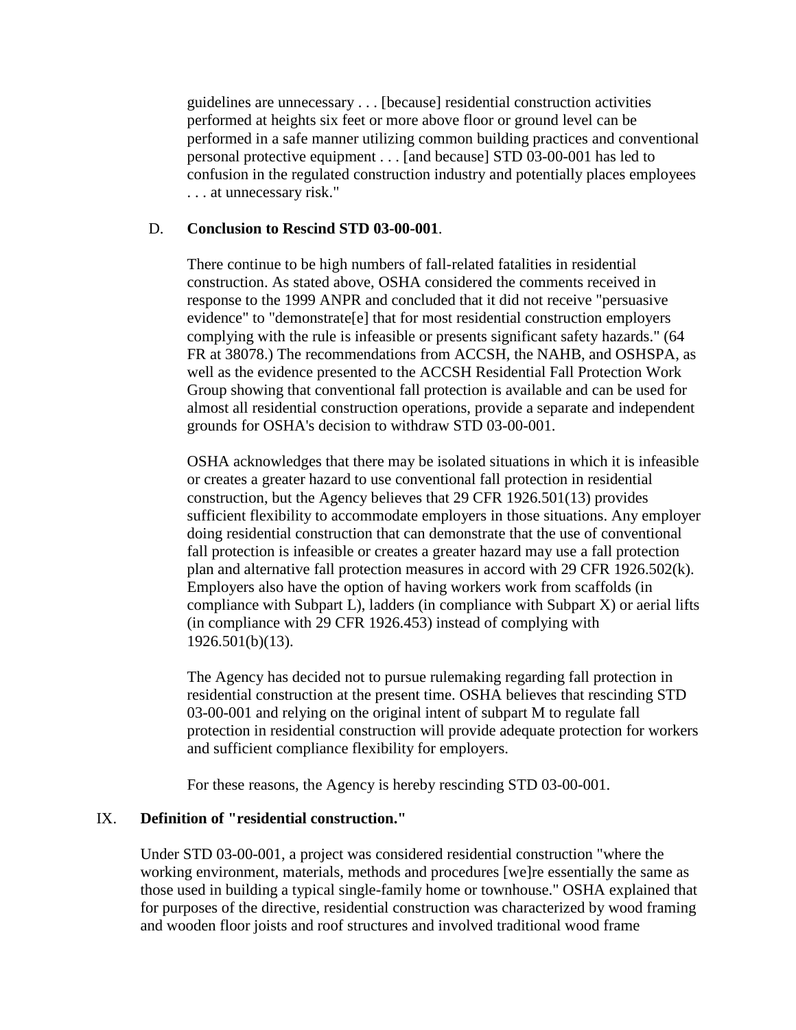guidelines are unnecessary . . . [because] residential construction activities performed at heights six feet or more above floor or ground level can be performed in a safe manner utilizing common building practices and conventional personal protective equipment . . . [and because] STD 03-00-001 has led to confusion in the regulated construction industry and potentially places employees . . . at unnecessary risk."

D. **Conclusion to Rescind STD 03-00-001**.

There continue to be high numbers of fall-related fatalities in residential construction. As stated above, OSHA considered the comments received in response to the 1999 ANPR and concluded that it did not receive "persuasive evidence" to "demonstrate[e] that for most residential construction employers complying with the rule is infeasible or presents significant safety hazards." (64 FR at 38078.) The recommendations from ACCSH, the NAHB, and OSHSPA, as well as the evidence presented to the ACCSH Residential Fall Protection Work Group showing that conventional fall protection is available and can be used for almost all residential construction operations, provide a separate and independent grounds for OSHA's decision to withdraw STD 03-00-001.

OSHA acknowledges that there may be isolated situations in which it is infeasible or creates a greater hazard to use conventional fall protection in residential construction, but the Agency believes that 29 CFR 1926.501(13) provides sufficient flexibility to accommodate employers in those situations. Any employer doing residential construction that can demonstrate that the use of conventional fall protection is infeasible or creates a greater hazard may use a fall protection plan and alternative fall protection measures in accord with 29 CFR 1926.502(k). Employers also have the option of having workers work from scaffolds (in compliance with Subpart L), ladders (in compliance with Subpart X) or aerial lifts (in compliance with 29 CFR 1926.453) instead of complying with 1926.501(b)(13).

The Agency has decided not to pursue rulemaking regarding fall protection in residential construction at the present time. OSHA believes that rescinding STD 03-00-001 and relying on the original intent of subpart M to regulate fall protection in residential construction will provide adequate protection for workers and sufficient compliance flexibility for employers.

For these reasons, the Agency is hereby rescinding STD 03-00-001.

IX. **Definition of "residential construction."**

Under STD 03-00-001, a project was considered residential construction "where the working environment, materials, methods and procedures [we]re essentially the same as those used in building a typical single-family home or townhouse." OSHA explained that for purposes of the directive, residential construction was characterized by wood framing and wooden floor joists and roof structures and involved traditional wood frame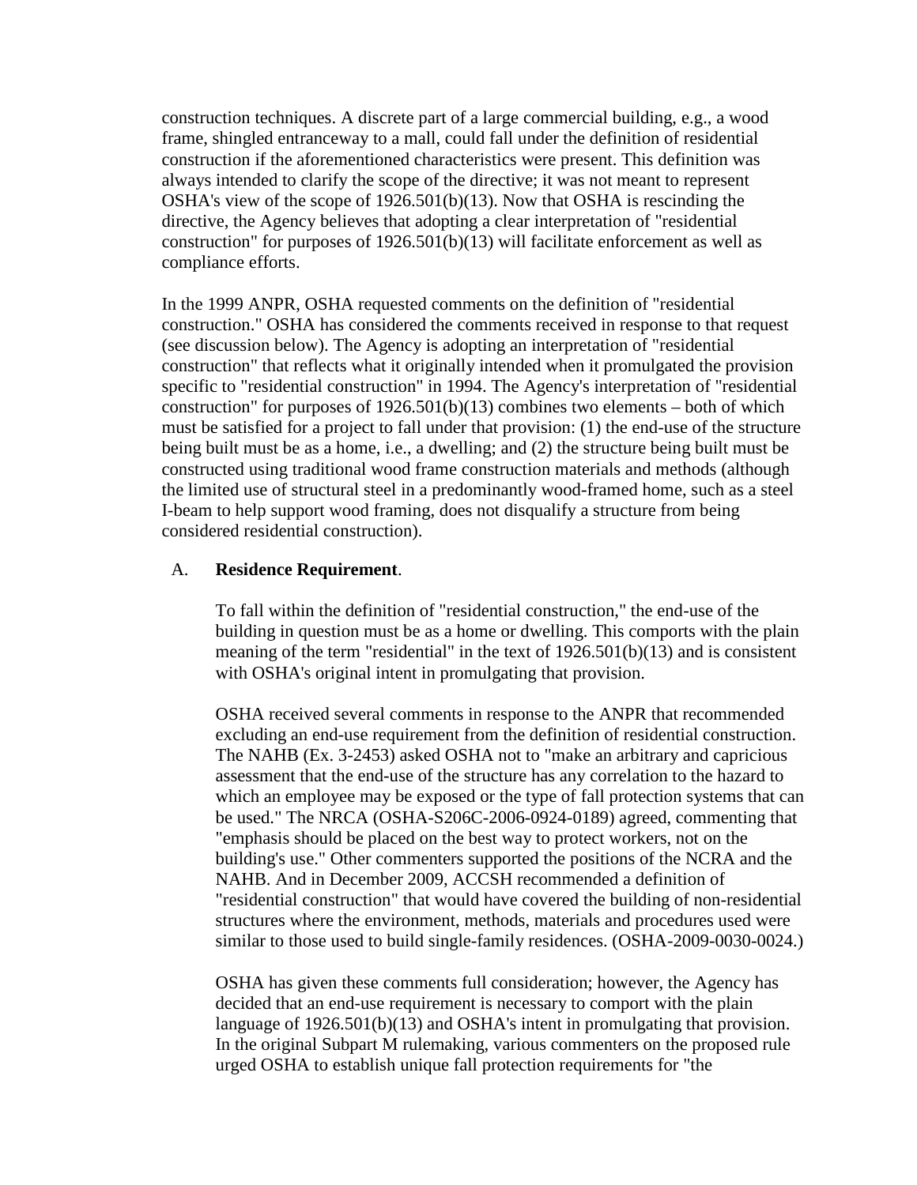construction techniques. A discrete part of a large commercial building, e.g., a wood frame, shingled entranceway to a mall, could fall under the definition of residential construction if the aforementioned characteristics were present. This definition was always intended to clarify the scope of the directive; it was not meant to represent OSHA's view of the scope of 1926.501(b)(13). Now that OSHA is rescinding the directive, the Agency believes that adopting a clear interpretation of "residential construction" for purposes of 1926.501(b)(13) will facilitate enforcement as well as compliance efforts.

In the 1999 ANPR, OSHA requested comments on the definition of "residential construction." OSHA has considered the comments received in response to that request (see discussion below). The Agency is adopting an interpretation of "residential construction" that reflects what it originally intended when it promulgated the provision specific to "residential construction" in 1994. The Agency's interpretation of "residential construction" for purposes of 1926.501(b)(13) combines two elements – both of which must be satisfied for a project to fall under that provision: (1) the end-use of the structure being built must be as a home, i.e., a dwelling; and (2) the structure being built must be constructed using traditional wood frame construction materials and methods (although the limited use of structural steel in a predominantly wood-framed home, such as a steel I-beam to help support wood framing, does not disqualify a structure from being considered residential construction).

A. **Residence Requirement**.

To fall within the definition of "residential construction," the end-use of the building in question must be as a home or dwelling. This comports with the plain meaning of the term "residential" in the text of 1926.501(b)(13) and is consistent with OSHA's original intent in promulgating that provision.

OSHA received several comments in response to the ANPR that recommended excluding an end-use requirement from the definition of residential construction. The NAHB (Ex. 3-2453) asked OSHA not to "make an arbitrary and capricious assessment that the end-use of the structure has any correlation to the hazard to which an employee may be exposed or the type of fall protection systems that can be used." The NRCA (OSHA-S206C-2006-0924-0189) agreed, commenting that "emphasis should be placed on the best way to protect workers, not on the building's use." Other commenters supported the positions of the NCRA and the NAHB. And in December 2009, ACCSH recommended a definition of "residential construction" that would have covered the building of non-residential structures where the environment, methods, materials and procedures used were similar to those used to build single-family residences. (OSHA-2009-0030-0024.)

OSHA has given these comments full consideration; however, the Agency has decided that an end-use requirement is necessary to comport with the plain language of 1926.501(b)(13) and OSHA's intent in promulgating that provision. In the original Subpart M rulemaking, various commenters on the proposed rule urged OSHA to establish unique fall protection requirements for "the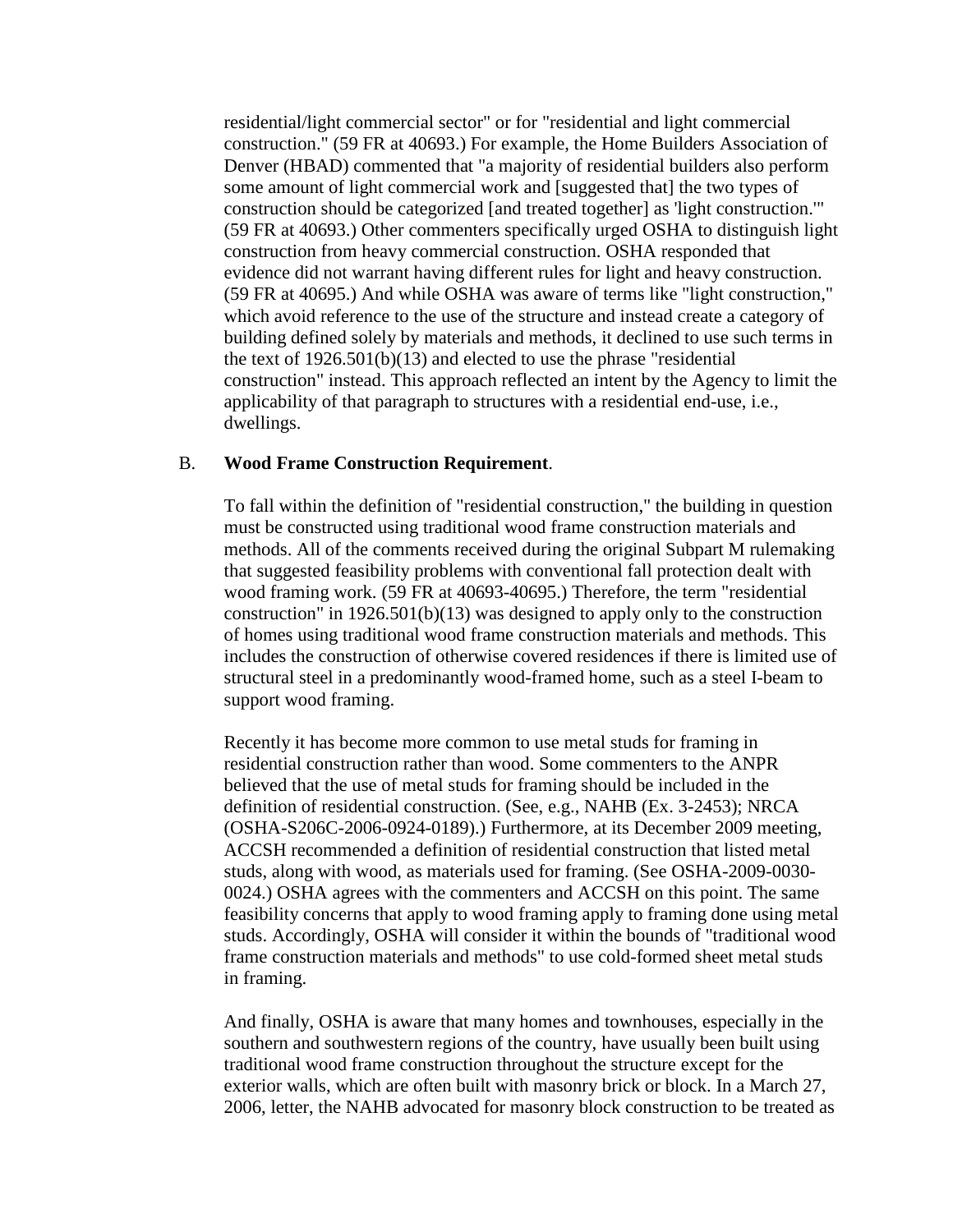residential/light commercial sector" or for "residential and light commercial construction." (59 FR at 40693.) For example, the Home Builders Association of Denver (HBAD) commented that "a majority of residential builders also perform some amount of light commercial work and [suggested that] the two types of construction should be categorized [and treated together] as 'light construction.'" (59 FR at 40693.) Other commenters specifically urged OSHA to distinguish light construction from heavy commercial construction. OSHA responded that evidence did not warrant having different rules for light and heavy construction. (59 FR at 40695.) And while OSHA was aware of terms like "light construction," which avoid reference to the use of the structure and instead create a category of building defined solely by materials and methods, it declined to use such terms in the text of 1926.501(b)(13) and elected to use the phrase "residential construction" instead. This approach reflected an intent by the Agency to limit the applicability of that paragraph to structures with a residential end-use, i.e., dwellings.

B. **Wood Frame Construction Requirement**.

To fall within the definition of "residential construction," the building in question must be constructed using traditional wood frame construction materials and methods. All of the comments received during the original Subpart M rulemaking that suggested feasibility problems with conventional fall protection dealt with wood framing work. (59 FR at 40693-40695.) Therefore, the term "residential construction" in 1926.501(b)(13) was designed to apply only to the construction of homes using traditional wood frame construction materials and methods. This includes the construction of otherwise covered residences if there is limited use of structural steel in a predominantly wood-framed home, such as a steel I-beam to support wood framing.

Recently it has become more common to use metal studs for framing in residential construction rather than wood. Some commenters to the ANPR believed that the use of metal studs for framing should be included in the definition of residential construction. (See, e.g., NAHB (Ex. 3-2453); NRCA (OSHA-S206C-2006-0924-0189).) Furthermore, at its December 2009 meeting, ACCSH recommended a definition of residential construction that listed metal studs, along with wood, as materials used for framing. (See OSHA-2009-0030-0024.) OSHA agrees with the commenters and ACCSH on this point. The same feasibility concerns that apply to wood framing apply to framing done using metal studs. Accordingly, OSHA will consider it within the bounds of "traditional wood frame construction materials and methods" to use cold-formed sheet metal studs in framing.

And finally, OSHA is aware that many homes and townhouses, especially in the southern and southwestern regions of the country, have usually been built using traditional wood frame construction throughout the structure except for the exterior walls, which are often built with masonry brick or block. In a March 27, 2006, letter, the NAHB advocated for masonry block construction to be treated as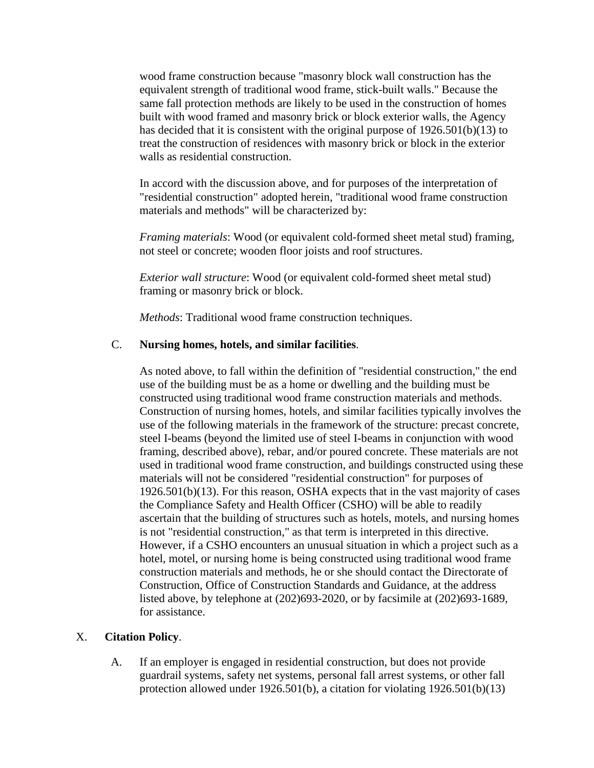wood frame construction because "masonry block wall construction has the equivalent strength of traditional wood frame, stick-built walls." Because the same fall protection methods are likely to be used in the construction of homes built with wood framed and masonry brick or block exterior walls, the Agency has decided that it is consistent with the original purpose of 1926.501(b)(13) to treat the construction of residences with masonry brick or block in the exterior walls as residential construction.

In accord with the discussion above, and for purposes of the interpretation of "residential construction" adopted herein, "traditional wood frame construction materials and methods" will be characterized by:

*Framing materials*: Wood (or equivalent cold-formed sheet metal stud) framing, not steel or concrete; wooden floor joists and roof structures.

*Exterior wall structure*: Wood (or equivalent cold-formed sheet metal stud) framing or masonry brick or block.

*Methods*: Traditional wood frame construction techniques.

C. **Nursing homes, hotels, and similar facilities**.

As noted above, to fall within the definition of "residential construction," the end use of the building must be as a home or dwelling and the building must be constructed using traditional wood frame construction materials and methods. Construction of nursing homes, hotels, and similar facilities typically involves the use of the following materials in the framework of the structure: precast concrete, steel I-beams (beyond the limited use of steel I-beams in conjunction with wood framing, described above), rebar, and/or poured concrete. These materials are not used in traditional wood frame construction, and buildings constructed using these materials will not be considered "residential construction" for purposes of 1926.501(b)(13). For this reason, OSHA expects that in the vast majority of cases the Compliance Safety and Health Officer (CSHO) will be able to readily ascertain that the building of structures such as hotels, motels, and nursing homes is not "residential construction," as that term is interpreted in this directive. However, if a CSHO encounters an unusual situation in which a project such as a hotel, motel, or nursing home is being constructed using traditional wood frame construction materials and methods, he or she should contact the Directorate of Construction, Office of Construction Standards and Guidance, at the address listed above, by telephone at (202)693-2020, or by facsimile at (202)693-1689, for assistance.

X. **Citation Policy**.

A. If an employer is engaged in residential construction, but does not provide guardrail systems, safety net systems, personal fall arrest systems, or other fall protection allowed under 1926.501(b), a citation for violating 1926.501(b)(13)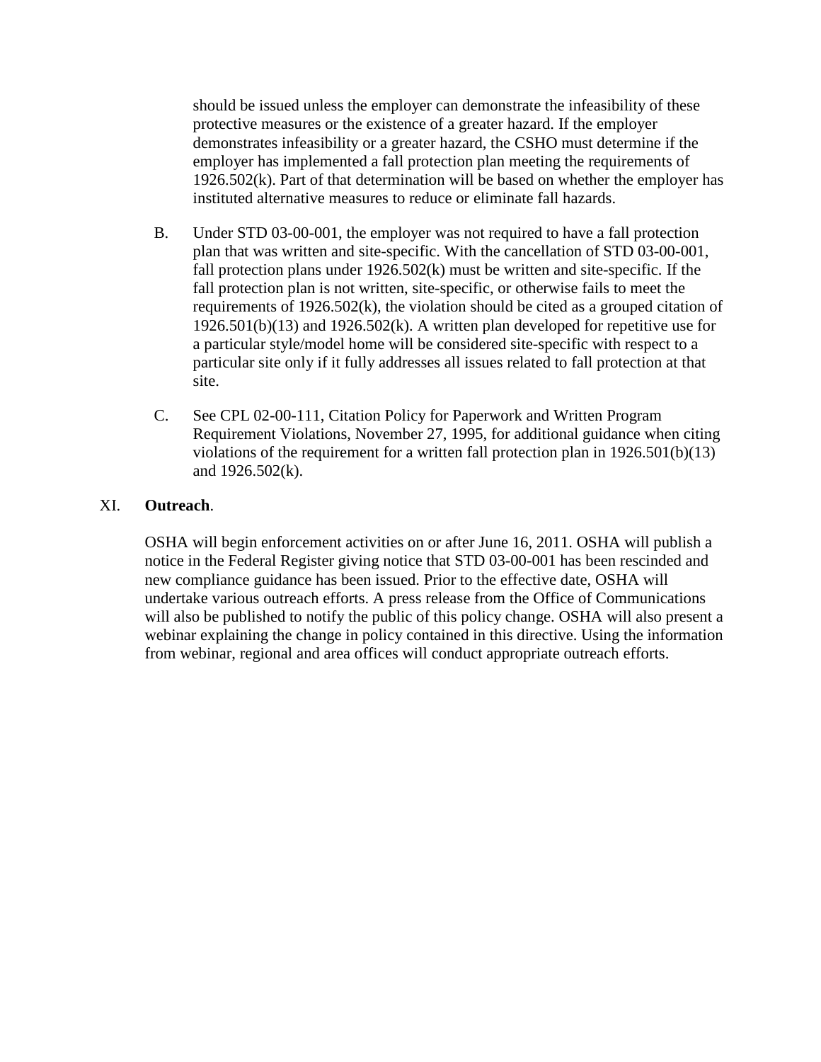should be issued unless the employer can demonstrate the infeasibility of these protective measures or the existence of a greater hazard. If the employer demonstrates infeasibility or a greater hazard, the CSHO must determine if the employer has implemented a fall protection plan meeting the requirements of 1926.502(k). Part of that determination will be based on whether the employer has instituted alternative measures to reduce or eliminate fall hazards.

B. Under STD 03-00-001, the employer was not required to have a fall protection plan that was written and site-specific. With the cancellation of STD 03-00-001, fall protection plans under 1926.502(k) must be written and site-specific. If the fall protection plan is not written, site-specific, or otherwise fails to meet the requirements of 1926.502(k), the violation should be cited as a grouped citation of 1926.501(b)(13) and 1926.502(k). A written plan developed for repetitive use for a particular style/model home will be considered site-specific with respect to a particular site only if it fully addresses all issues related to fall protection at that site.

C. See CPL 02-00-111, Citation Policy for Paperwork and Written Program Requirement Violations, November 27, 1995, for additional guidance when citing violations of the requirement for a written fall protection plan in 1926.501(b)(13) and 1926.502(k).

## XI. **Outreach**.

OSHA will begin enforcement activities on or after June 16, 2011. OSHA will publish a notice in the Federal Register giving notice that STD 03-00-001 has been rescinded and new compliance guidance has been issued. Prior to the effective date, OSHA will undertake various outreach efforts. A press release from the Office of Communications will also be published to notify the public of this policy change. OSHA will also present a webinar explaining the change in policy contained in this directive. Using the information from webinar, regional and area offices will conduct appropriate outreach efforts.